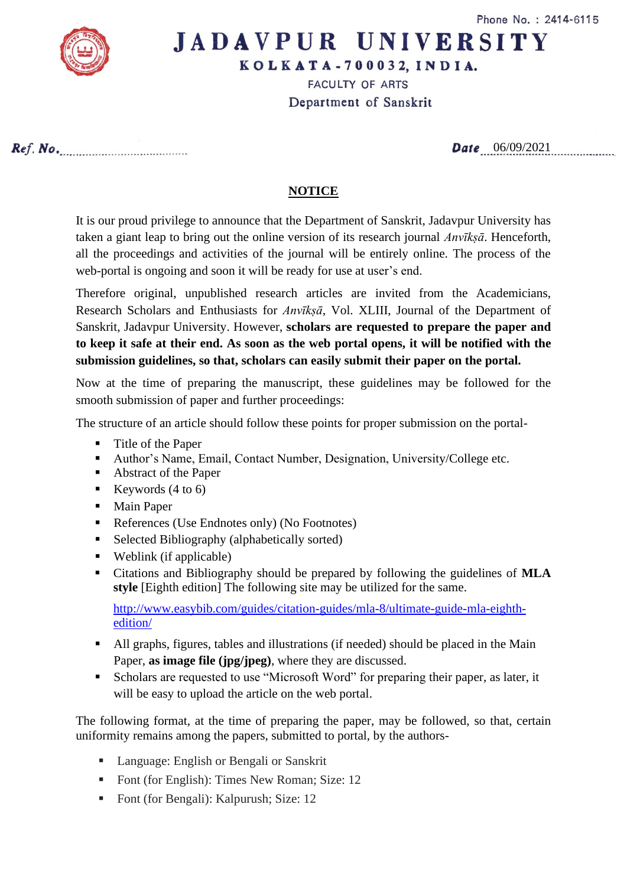Phone No. : 2414-6115

# JADAVPUR UNIVERSITY

**KOLKATA-700032, INDIA.**

FACULTY OF ARTS

Department of Sanskrit

*Ref. No.*............................................ *Date* 06/09/2021

## NOTICE

It is our proud privilege to announce that the Department of Sanskrit, Jadavpur University has taken a giant leap to bring out the online version of its research journal *Anvīkṣā*. Henceforth, all the proceedings and activities of the journal will be entirely online. The process of the web-portal is ongoing and soon it will be ready for use at user's end.

Therefore original, unpublished research articles are invited from the Academicians, Research Scholars and Enthusiasts for *Anvīkṣā*, Vol. XLIII, Journal of the Department of Sanskrit, Jadavpur University. However, **scholars are requested to prepare the paper and to keep it safe at their end. As soon as the web portal opens, it will be notified with the submission guidelines, so that, scholars can easily submit their paper on the portal.**

Now at the time of preparing the manuscript, these guidelines may be followed for the smooth submission of paper and further proceedings:

The structure of an article should follow these points for proper submission on the portal-

- Title of the Paper
- Author's Name, Email, Contact Number, Designation, University/College etc.
- Abstract of the Paper
- Keywords (4 to 6)
- Main Paper
- References (Use Endnotes only) (No Footnotes)
- Selected Bibliography (alphabetically sorted)
- Weblink (if applicable)
- Citations and Bibliography should be prepared by following the guidelines of **MLA style** [Eighth edition] The following site may be utilized for the same.

  http://www.easybib.com/guides/citation-guides/mla-8/ultimate-guide-mla-eighth-edition/

- All graphs, figures, tables and illustrations (if needed) should be placed in the Main Paper, **as image file (jpg/jpeg)**, where they are discussed.
- Scholars are requested to use "Microsoft Word" for preparing their paper, as later, it will be easy to upload the article on the web portal.

The following format, at the time of preparing the paper, may be followed, so that, certain uniformity remains among the papers, submitted to portal, by the authors-

- Language: English or Bengali or Sanskrit
- Font (for English): Times New Roman; Size: 12
- Font (for Bengali): Kalpurush; Size: 12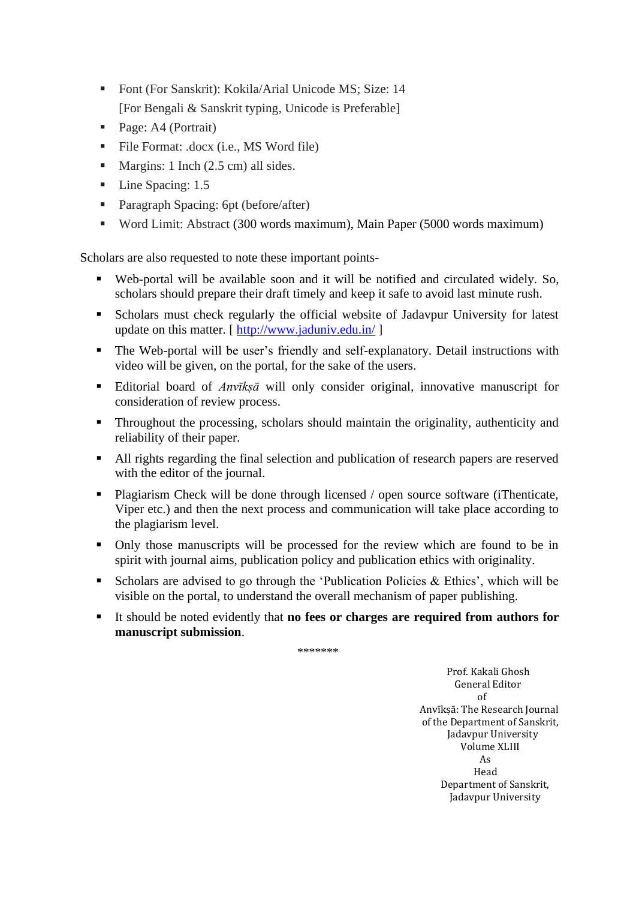- Font (For Sanskrit): Kokila/Arial Unicode MS; Size: 14
  [For Bengali & Sanskrit typing, Unicode is Preferable]
- Page: A4 (Portrait)
- File Format: .docx (i.e., MS Word file)
- Margins: 1 Inch (2.5 cm) all sides.
- Line Spacing: 1.5
- Paragraph Spacing: 6pt (before/after)
- Word Limit: Abstract (300 words maximum), Main Paper (5000 words maximum)

Scholars are also requested to note these important points-

- Web-portal will be available soon and it will be notified and circulated widely. So, scholars should prepare their draft timely and keep it safe to avoid last minute rush.
- Scholars must check regularly the official website of Jadavpur University for latest update on this matter. [ http://www.jaduniv.edu.in/ ]
- The Web-portal will be user's friendly and self-explanatory. Detail instructions with video will be given, on the portal, for the sake of the users.
- Editorial board of *Anvīkṣā* will only consider original, innovative manuscript for consideration of review process.
- Throughout the processing, scholars should maintain the originality, authenticity and reliability of their paper.
- All rights regarding the final selection and publication of research papers are reserved with the editor of the journal.
- Plagiarism Check will be done through licensed / open source software (iThenticate, Viper etc.) and then the next process and communication will take place according to the plagiarism level.
- Only those manuscripts will be processed for the review which are found to be in spirit with journal aims, publication policy and publication ethics with originality.
- Scholars are advised to go through the 'Publication Policies & Ethics', which will be visible on the portal, to understand the overall mechanism of paper publishing.
- It should be noted evidently that **no fees or charges are required from authors for manuscript submission**.

\*\*\*\*\*\*\*

Prof. Kakali Ghosh
General Editor
of
Anvīkṣā: The Research Journal
of the Department of Sanskrit,
Jadavpur University
Volume XLIII
As
Head
Department of Sanskrit,
Jadavpur University